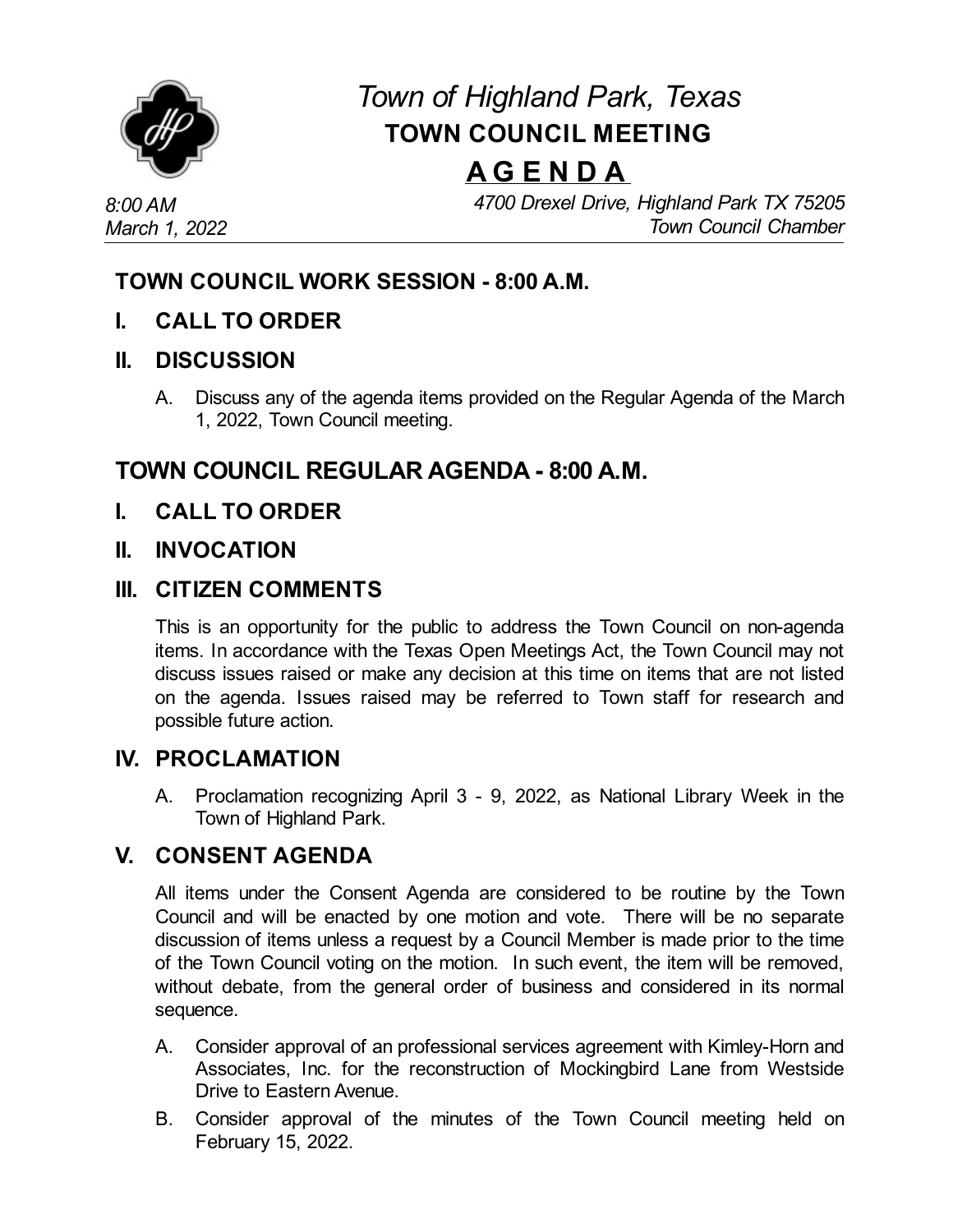# *Town of Highland Park, Texas*

## TOWN COUNCIL MEETING

## A G E N D A

*8:00 AM*
*March 1, 2022*

*4700 Drexel Drive, Highland Park TX 75205*
*Town Council Chamber*

## TOWN COUNCIL WORK SESSION - 8:00 A.M.

### I. CALL TO ORDER

### II. DISCUSSION

A. Discuss any of the agenda items provided on the Regular Agenda of the March 1, 2022, Town Council meeting.

## TOWN COUNCIL REGULAR AGENDA - 8:00 A.M.

### I. CALL TO ORDER

### II. INVOCATION

### III. CITIZEN COMMENTS

This is an opportunity for the public to address the Town Council on non-agenda items. In accordance with the Texas Open Meetings Act, the Town Council may not discuss issues raised or make any decision at this time on items that are not listed on the agenda. Issues raised may be referred to Town staff for research and possible future action.

### IV. PROCLAMATION

A. Proclamation recognizing April 3 - 9, 2022, as National Library Week in the Town of Highland Park.

### V. CONSENT AGENDA

All items under the Consent Agenda are considered to be routine by the Town Council and will be enacted by one motion and vote. There will be no separate discussion of items unless a request by a Council Member is made prior to the time of the Town Council voting on the motion. In such event, the item will be removed, without debate, from the general order of business and considered in its normal sequence.

A. Consider approval of an professional services agreement with Kimley-Horn and Associates, Inc. for the reconstruction of Mockingbird Lane from Westside Drive to Eastern Avenue.

B. Consider approval of the minutes of the Town Council meeting held on February 15, 2022.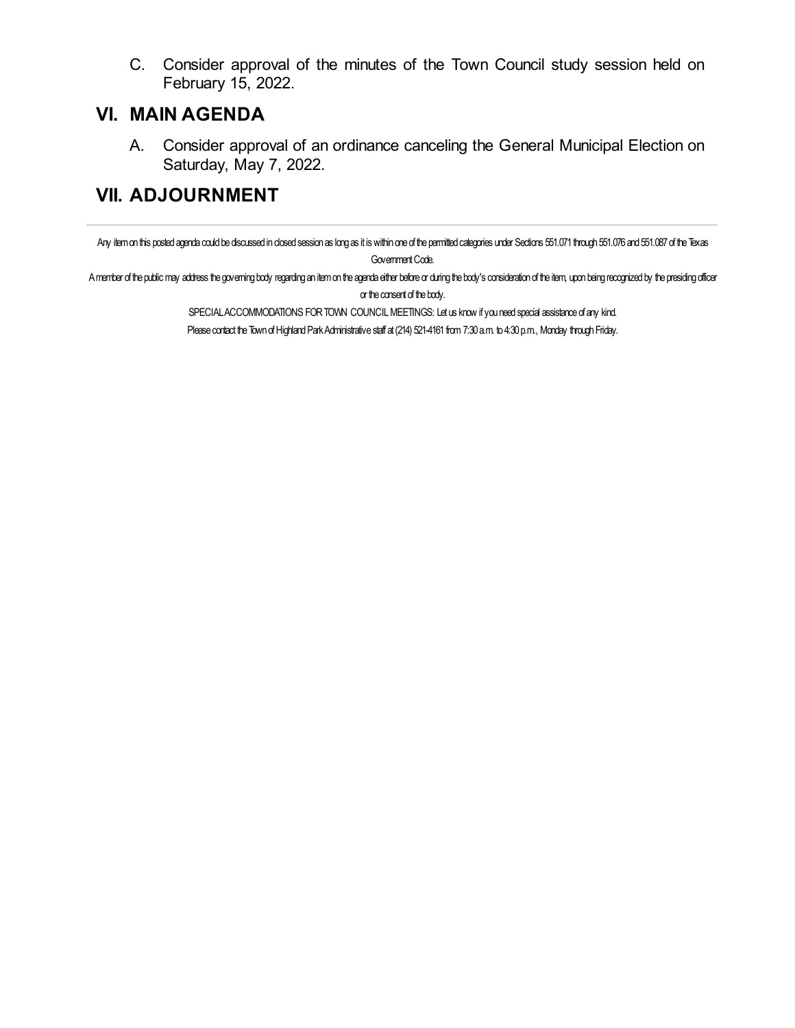C. Consider approval of the minutes of the Town Council study session held on February 15, 2022.

## VI. MAIN AGENDA

A. Consider approval of an ordinance canceling the General Municipal Election on Saturday, May 7, 2022.

## VII. ADJOURNMENT

---

Any item on this posted agenda could be discussed in closed session as long as it is within one of the permitted categories under Sections 551.071 through 551.076 and 551.087 of the Texas Government Code.

A member of the public may address the governing body regarding an item on the agenda either before or during the body's consideration of the item, upon being recognized by the presiding officer or the consent of the body.

SPECIAL ACCOMMODATIONS FOR TOWN COUNCIL MEETINGS: Let us know if you need special assistance of any kind.

Please contact the Town of Highland Park Administrative staff at (214) 521-4161 from 7:30 a.m. to 4:30 p.m., Monday through Friday.